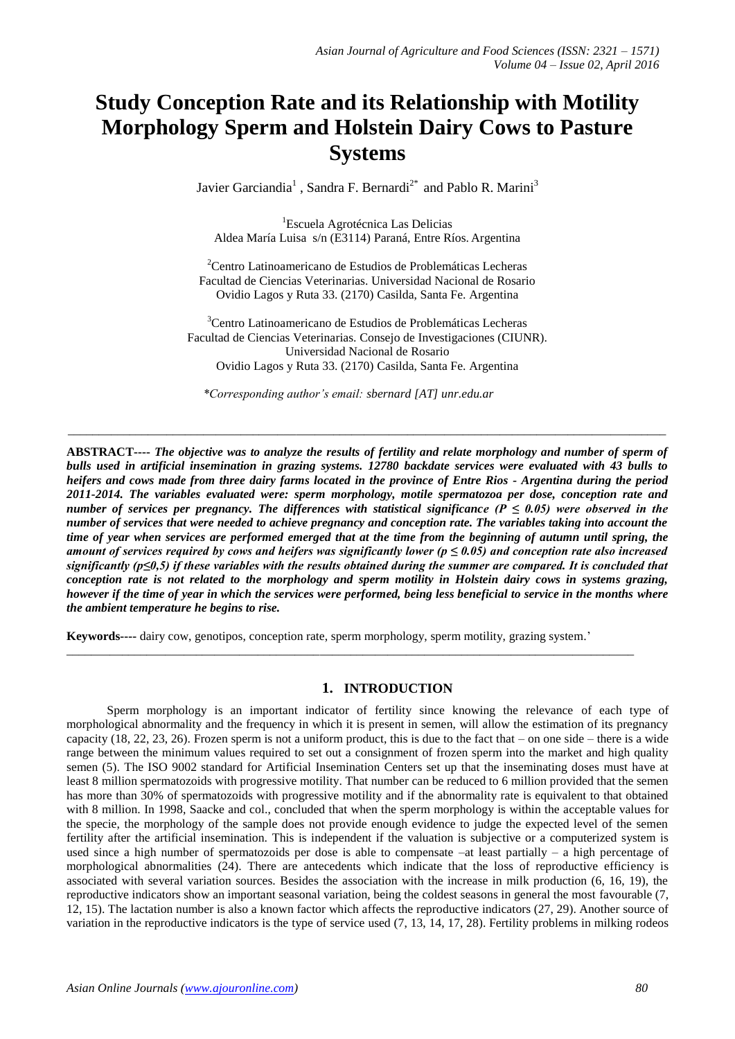# Study Conception Rate and its Relationship with Motility Morphology Sperm and Holstein Dairy Cows to Pasture Systems

Javier Garciandia[1], Sandra F. Bernardi[2*] and Pablo R. Marini[3]

[1]Escuela Agrotécnica Las Delicias
Aldea María Luisa s/n (E3114) Paraná, Entre Ríos. Argentina

[2]Centro Latinoamericano de Estudios de Problemáticas Lecheras
Facultad de Ciencias Veterinarias. Universidad Nacional de Rosario
Ovidio Lagos y Ruta 33. (2170) Casilda, Santa Fe. Argentina

[3]Centro Latinoamericano de Estudios de Problemáticas Lecheras
Facultad de Ciencias Veterinarias. Consejo de Investigaciones (CIUNR).
Universidad Nacional de Rosario
Ovidio Lagos y Ruta 33. (2170) Casilda, Santa Fe. Argentina

*\*Corresponding author's email: sbernard [AT] unr.edu.ar*

---

**ABSTRACT---- *The objective was to analyze the results of fertility and relate morphology and number of sperm of bulls used in artificial insemination in grazing systems. 12780 backdate services were evaluated with 43 bulls to heifers and cows made from three dairy farms located in the province of Entre Rios - Argentina during the period 2011-2014. The variables evaluated were: sperm morphology, motile spermatozoa per dose, conception rate and number of services per pregnancy. The differences with statistical significance ($P \leq 0.05$) were observed in the number of services that were needed to achieve pregnancy and conception rate. The variables taking into account the time of year when services are performed emerged that at the time from the beginning of autumn until spring, the amount of services required by cows and heifers was significantly lower ($p \leq 0.05$) and conception rate also increased significantly ($p \leq 0,5$) if these variables with the results obtained during the summer are compared. It is concluded that conception rate is not related to the morphology and sperm motility in Holstein dairy cows in systems grazing, however if the time of year in which the services were performed, being less beneficial to service in the months where the ambient temperature he begins to rise.***

**Keywords----** dairy cow, genotipos, conception rate, sperm morphology, sperm motility, grazing system.'

---

## 1. INTRODUCTION

Sperm morphology is an important indicator of fertility since knowing the relevance of each type of morphological abnormality and the frequency in which it is present in semen, will allow the estimation of its pregnancy capacity (18, 22, 23, 26). Frozen sperm is not a uniform product, this is due to the fact that – on one side – there is a wide range between the minimum values required to set out a consignment of frozen sperm into the market and high quality semen (5). The ISO 9002 standard for Artificial Insemination Centers set up that the inseminating doses must have at least 8 million spermatozoids with progressive motility. That number can be reduced to 6 million provided that the semen has more than 30% of spermatozoids with progressive motility and if the abnormality rate is equivalent to that obtained with 8 million. In 1998, Saacke and col., concluded that when the sperm morphology is within the acceptable values for the specie, the morphology of the sample does not provide enough evidence to judge the expected level of the semen fertility after the artificial insemination. This is independent if the valuation is subjective or a computerized system is used since a high number of spermatozoids per dose is able to compensate –at least partially – a high percentage of morphological abnormalities (24). There are antecedents which indicate that the loss of reproductive efficiency is associated with several variation sources. Besides the association with the increase in milk production (6, 16, 19), the reproductive indicators show an important seasonal variation, being the coldest seasons in general the most favourable (7, 12, 15). The lactation number is also a known factor which affects the reproductive indicators (27, 29). Another source of variation in the reproductive indicators is the type of service used (7, 13, 14, 17, 28). Fertility problems in milking rodeos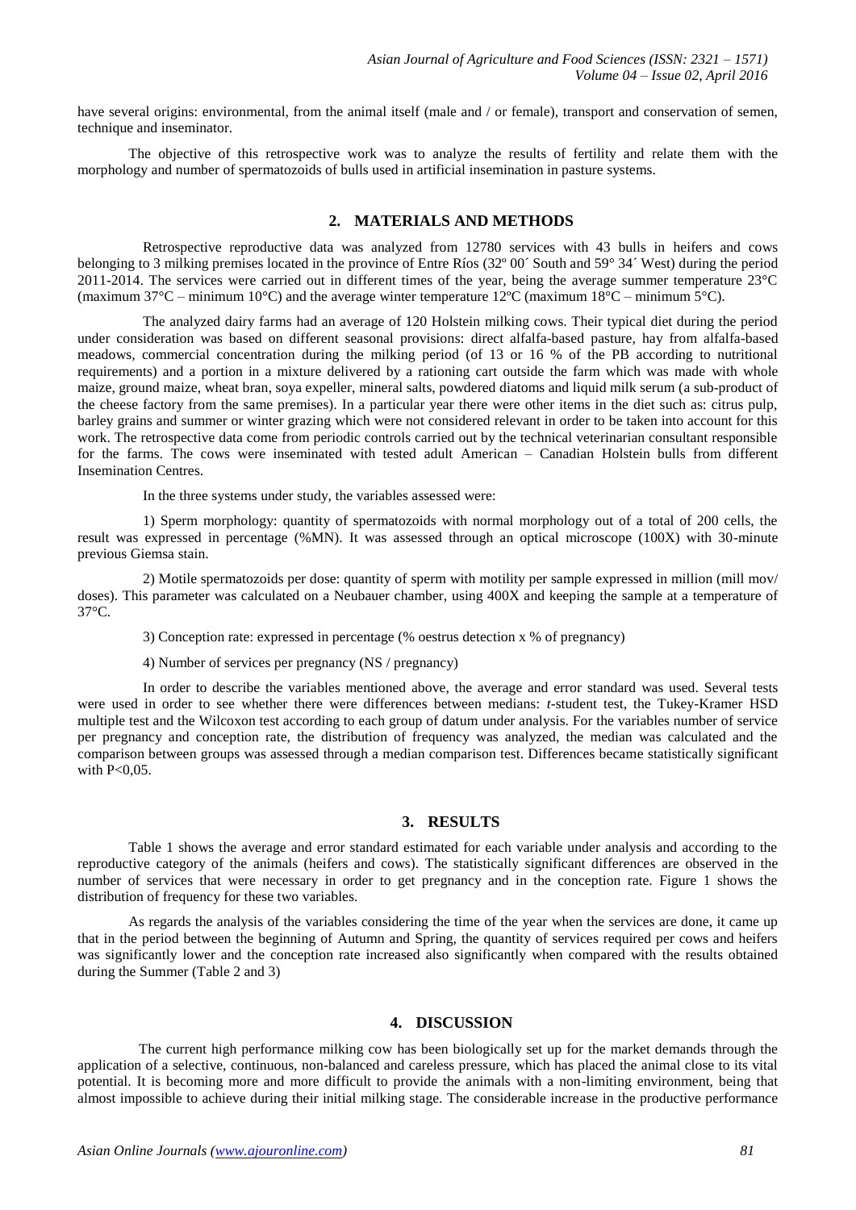have several origins: environmental, from the animal itself (male and / or female), transport and conservation of semen, technique and inseminator.

The objective of this retrospective work was to analyze the results of fertility and relate them with the morphology and number of spermatozoids of bulls used in artificial insemination in pasture systems.

## 2. MATERIALS AND METHODS

Retrospective reproductive data was analyzed from 12780 services with 43 bulls in heifers and cows belonging to 3 milking premises located in the province of Entre Ríos (32º 00´ South and 59° 34´ West) during the period 2011-2014. The services were carried out in different times of the year, being the average summer temperature 23°C (maximum 37°C – minimum 10°C) and the average winter temperature 12ºC (maximum 18°C – minimum 5°C).

The analyzed dairy farms had an average of 120 Holstein milking cows. Their typical diet during the period under consideration was based on different seasonal provisions: direct alfalfa-based pasture, hay from alfalfa-based meadows, commercial concentration during the milking period (of 13 or 16 % of the PB according to nutritional requirements) and a portion in a mixture delivered by a rationing cart outside the farm which was made with whole maize, ground maize, wheat bran, soya expeller, mineral salts, powdered diatoms and liquid milk serum (a sub-product of the cheese factory from the same premises). In a particular year there were other items in the diet such as: citrus pulp, barley grains and summer or winter grazing which were not considered relevant in order to be taken into account for this work. The retrospective data come from periodic controls carried out by the technical veterinarian consultant responsible for the farms. The cows were inseminated with tested adult American – Canadian Holstein bulls from different Insemination Centres.

In the three systems under study, the variables assessed were:

1) Sperm morphology: quantity of spermatozoids with normal morphology out of a total of 200 cells, the result was expressed in percentage (%MN). It was assessed through an optical microscope (100X) with 30-minute previous Giemsa stain.

2) Motile spermatozoids per dose: quantity of sperm with motility per sample expressed in million (mill mov/ doses). This parameter was calculated on a Neubauer chamber, using 400X and keeping the sample at a temperature of 37°C.

3) Conception rate: expressed in percentage (% oestrus detection x % of pregnancy)

4) Number of services per pregnancy (NS / pregnancy)

In order to describe the variables mentioned above, the average and error standard was used. Several tests were used in order to see whether there were differences between medians: *t*-student test, the Tukey-Kramer HSD multiple test and the Wilcoxon test according to each group of datum under analysis. For the variables number of service per pregnancy and conception rate, the distribution of frequency was analyzed, the median was calculated and the comparison between groups was assessed through a median comparison test. Differences became statistically significant with P<0,05.

## 3. RESULTS

Table 1 shows the average and error standard estimated for each variable under analysis and according to the reproductive category of the animals (heifers and cows). The statistically significant differences are observed in the number of services that were necessary in order to get pregnancy and in the conception rate. Figure 1 shows the distribution of frequency for these two variables.

As regards the analysis of the variables considering the time of the year when the services are done, it came up that in the period between the beginning of Autumn and Spring, the quantity of services required per cows and heifers was significantly lower and the conception rate increased also significantly when compared with the results obtained during the Summer (Table 2 and 3)

## 4. DISCUSSION

The current high performance milking cow has been biologically set up for the market demands through the application of a selective, continuous, non-balanced and careless pressure, which has placed the animal close to its vital potential. It is becoming more and more difficult to provide the animals with a non-limiting environment, being that almost impossible to achieve during their initial milking stage. The considerable increase in the productive performance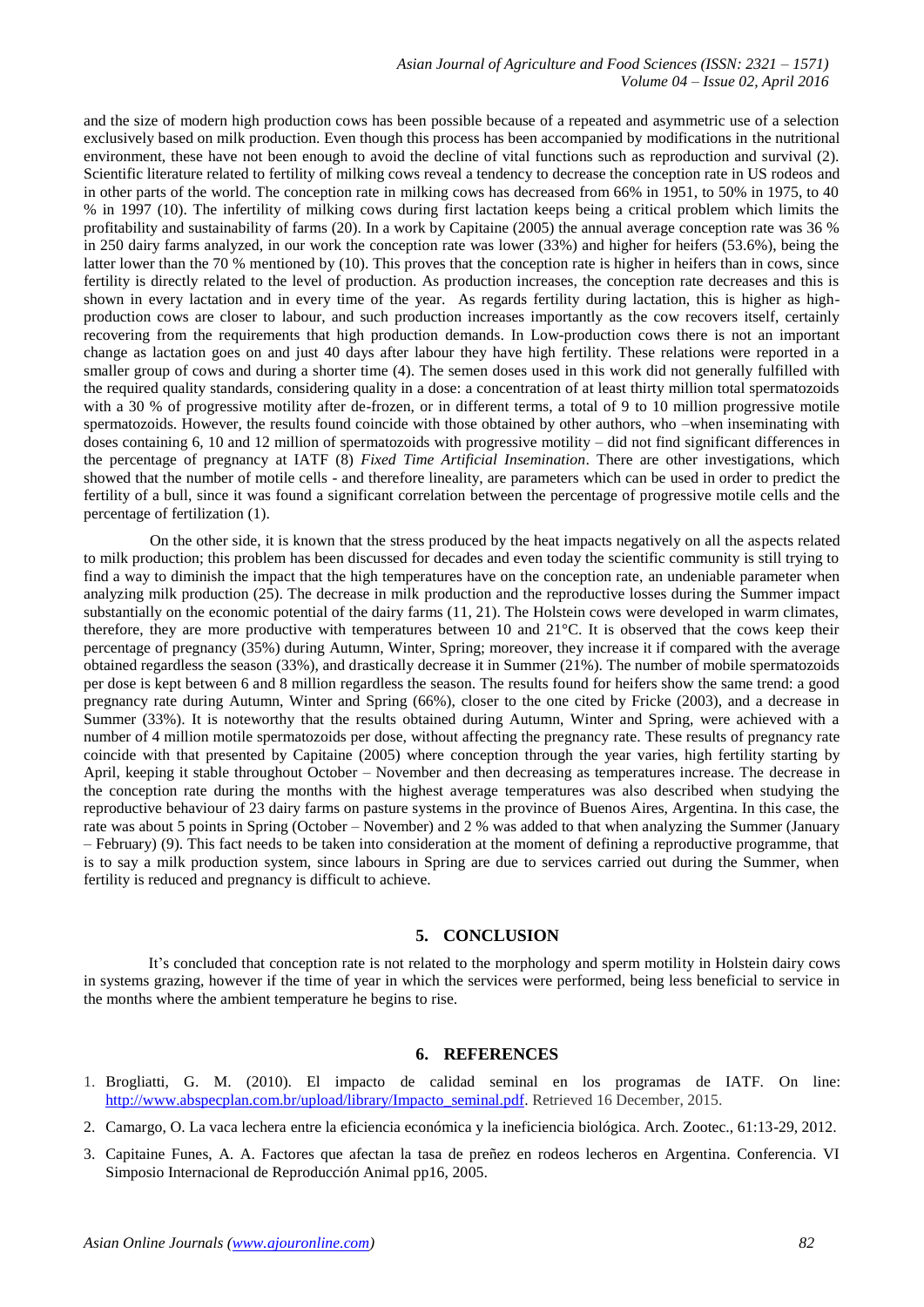and the size of modern high production cows has been possible because of a repeated and asymmetric use of a selection exclusively based on milk production. Even though this process has been accompanied by modifications in the nutritional environment, these have not been enough to avoid the decline of vital functions such as reproduction and survival (2). Scientific literature related to fertility of milking cows reveal a tendency to decrease the conception rate in US rodeos and in other parts of the world. The conception rate in milking cows has decreased from 66% in 1951, to 50% in 1975, to 40 % in 1997 (10). The infertility of milking cows during first lactation keeps being a critical problem which limits the profitability and sustainability of farms (20). In a work by Capitaine (2005) the annual average conception rate was 36 % in 250 dairy farms analyzed, in our work the conception rate was lower (33%) and higher for heifers (53.6%), being the latter lower than the 70 % mentioned by (10). This proves that the conception rate is higher in heifers than in cows, since fertility is directly related to the level of production. As production increases, the conception rate decreases and this is shown in every lactation and in every time of the year. As regards fertility during lactation, this is higher as high-production cows are closer to labour, and such production increases importantly as the cow recovers itself, certainly recovering from the requirements that high production demands. In Low-production cows there is not an important change as lactation goes on and just 40 days after labour they have high fertility. These relations were reported in a smaller group of cows and during a shorter time (4). The semen doses used in this work did not generally fulfilled with the required quality standards, considering quality in a dose: a concentration of at least thirty million total spermatozoids with a 30 % of progressive motility after de-frozen, or in different terms, a total of 9 to 10 million progressive motile spermatozoids. However, the results found coincide with those obtained by other authors, who –when inseminating with doses containing 6, 10 and 12 million of spermatozoids with progressive motility – did not find significant differences in the percentage of pregnancy at IATF (8) *Fixed Time Artificial Insemination*. There are other investigations, which showed that the number of motile cells - and therefore lineality, are parameters which can be used in order to predict the fertility of a bull, since it was found a significant correlation between the percentage of progressive motile cells and the percentage of fertilization (1).

On the other side, it is known that the stress produced by the heat impacts negatively on all the aspects related to milk production; this problem has been discussed for decades and even today the scientific community is still trying to find a way to diminish the impact that the high temperatures have on the conception rate, an undeniable parameter when analyzing milk production (25). The decrease in milk production and the reproductive losses during the Summer impact substantially on the economic potential of the dairy farms (11, 21). The Holstein cows were developed in warm climates, therefore, they are more productive with temperatures between 10 and 21°C. It is observed that the cows keep their percentage of pregnancy (35%) during Autumn, Winter, Spring; moreover, they increase it if compared with the average obtained regardless the season (33%), and drastically decrease it in Summer (21%). The number of mobile spermatozoids per dose is kept between 6 and 8 million regardless the season. The results found for heifers show the same trend: a good pregnancy rate during Autumn, Winter and Spring (66%), closer to the one cited by Fricke (2003), and a decrease in Summer (33%). It is noteworthy that the results obtained during Autumn, Winter and Spring, were achieved with a number of 4 million motile spermatozoids per dose, without affecting the pregnancy rate. These results of pregnancy rate coincide with that presented by Capitaine (2005) where conception through the year varies, high fertility starting by April, keeping it stable throughout October – November and then decreasing as temperatures increase. The decrease in the conception rate during the months with the highest average temperatures was also described when studying the reproductive behaviour of 23 dairy farms on pasture systems in the province of Buenos Aires, Argentina. In this case, the rate was about 5 points in Spring (October – November) and 2 % was added to that when analyzing the Summer (January – February) (9). This fact needs to be taken into consideration at the moment of defining a reproductive programme, that is to say a milk production system, since labours in Spring are due to services carried out during the Summer, when fertility is reduced and pregnancy is difficult to achieve.

## 5. CONCLUSION

It's concluded that conception rate is not related to the morphology and sperm motility in Holstein dairy cows in systems grazing, however if the time of year in which the services were performed, being less beneficial to service in the months where the ambient temperature he begins to rise.

## 6. REFERENCES

1. Brogliatti, G. M. (2010). El impacto de calidad seminal en los programas de IATF. On line: http://www.abspecplan.com.br/upload/library/Impacto_seminal.pdf. Retrieved 16 December, 2015.
2. Camargo, O. La vaca lechera entre la eficiencia económica y la ineficiencia biológica. Arch. Zootec., 61:13-29, 2012.
3. Capitaine Funes, A. A. Factores que afectan la tasa de preñez en rodeos lecheros en Argentina. Conferencia. VI Simposio Internacional de Reproducción Animal pp16, 2005.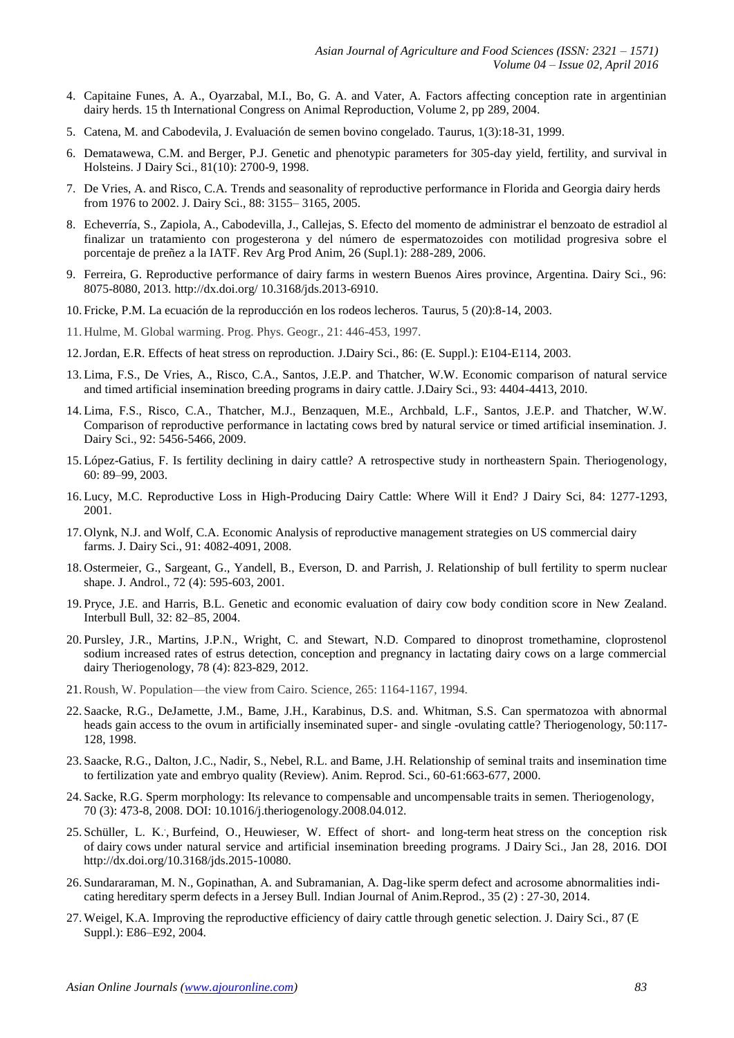4. Capitaine Funes, A. A., Oyarzabal, M.I., Bo, G. A. and Vater, A. Factors affecting conception rate in argentinian dairy herds. 15 th International Congress on Animal Reproduction, Volume 2, pp 289, 2004.
5. Catena, M. and Cabodevila, J. Evaluación de semen bovino congelado. Taurus, 1(3):18-31, 1999.
6. Dematawewa, C.M. and Berger, P.J. Genetic and phenotypic parameters for 305-day yield, fertility, and survival in Holsteins. J Dairy Sci., 81(10): 2700-9, 1998.
7. De Vries, A. and Risco, C.A. Trends and seasonality of reproductive performance in Florida and Georgia dairy herds from 1976 to 2002. J. Dairy Sci., 88: 3155– 3165, 2005.
8. Echeverría, S., Zapiola, A., Cabodevilla, J., Callejas, S. Efecto del momento de administrar el benzoato de estradiol al finalizar un tratamiento con progesterona y del número de espermatozoides con motilidad progresiva sobre el porcentaje de preñez a la IATF. Rev Arg Prod Anim, 26 (Supl.1): 288-289, 2006.
9. Ferreira, G. Reproductive performance of dairy farms in western Buenos Aires province, Argentina. Dairy Sci., 96: 8075-8080, 2013. http://dx.doi.org/ 10.3168/jds.2013-6910.
10. Fricke, P.M. La ecuación de la reproducción en los rodeos lecheros. Taurus, 5 (20):8-14, 2003.
11. Hulme, M. Global warming. Prog. Phys. Geogr., 21: 446-453, 1997.
12. Jordan, E.R. Effects of heat stress on reproduction. J.Dairy Sci., 86: (E. Suppl.): E104-E114, 2003.
13. Lima, F.S., De Vries, A., Risco, C.A., Santos, J.E.P. and Thatcher, W.W. Economic comparison of natural service and timed artificial insemination breeding programs in dairy cattle. J.Dairy Sci., 93: 4404-4413, 2010.
14. Lima, F.S., Risco, C.A., Thatcher, M.J., Benzaquen, M.E., Archbald, L.F., Santos, J.E.P. and Thatcher, W.W. Comparison of reproductive performance in lactating cows bred by natural service or timed artificial insemination. J. Dairy Sci., 92: 5456-5466, 2009.
15. López-Gatius, F. Is fertility declining in dairy cattle? A retrospective study in northeastern Spain. Theriogenology, 60: 89–99, 2003.
16. Lucy, M.C. Reproductive Loss in High-Producing Dairy Cattle: Where Will it End? J Dairy Sci, 84: 1277-1293, 2001.
17. Olynk, N.J. and Wolf, C.A. Economic Analysis of reproductive management strategies on US commercial dairy farms. J. Dairy Sci., 91: 4082-4091, 2008.
18. Ostermeier, G., Sargeant, G., Yandell, B., Everson, D. and Parrish, J. Relationship of bull fertility to sperm nuclear shape. J. Androl., 72 (4): 595-603, 2001.
19. Pryce, J.E. and Harris, B.L. Genetic and economic evaluation of dairy cow body condition score in New Zealand. Interbull Bull, 32: 82–85, 2004.
20. Pursley, J.R., Martins, J.P.N., Wright, C. and Stewart, N.D. Compared to dinoprost tromethamine, cloprostenol sodium increased rates of estrus detection, conception and pregnancy in lactating dairy cows on a large commercial dairy Theriogenology, 78 (4): 823-829, 2012.
21. Roush, W. Population—the view from Cairo. Science, 265: 1164-1167, 1994.
22. Saacke, R.G., DeJamette, J.M., Bame, J.H., Karabinus, D.S. and. Whitman, S.S. Can spermatozoa with abnormal heads gain access to the ovum in artificially inseminated super- and single -ovulating cattle? Theriogenology, 50:117-128, 1998.
23. Saacke, R.G., Dalton, J.C., Nadir, S., Nebel, R.L. and Bame, J.H. Relationship of seminal traits and insemination time to fertilization yate and embryo quality (Review). Anim. Reprod. Sci., 60-61:663-677, 2000.
24. Sacke, R.G. Sperm morphology: Its relevance to compensable and uncompensable traits in semen. Theriogenology, 70 (3): 473-8, 2008. DOI: 10.1016/j.theriogenology.2008.04.012.
25. Schüller, L. K., Burfeind, O., Heuwieser, W. Effect of short- and long-term heat stress on the conception risk of dairy cows under natural service and artificial insemination breeding programs. J Dairy Sci., Jan 28, 2016. DOI http://dx.doi.org/10.3168/jds.2015-10080.
26. Sundararaman, M. N., Gopinathan, A. and Subramanian, A. Dag-like sperm defect and acrosome abnormalities indicating hereditary sperm defects in a Jersey Bull. Indian Journal of Anim.Reprod., 35 (2) : 27-30, 2014.
27. Weigel, K.A. Improving the reproductive efficiency of dairy cattle through genetic selection. J. Dairy Sci., 87 (E Suppl.): E86–E92, 2004.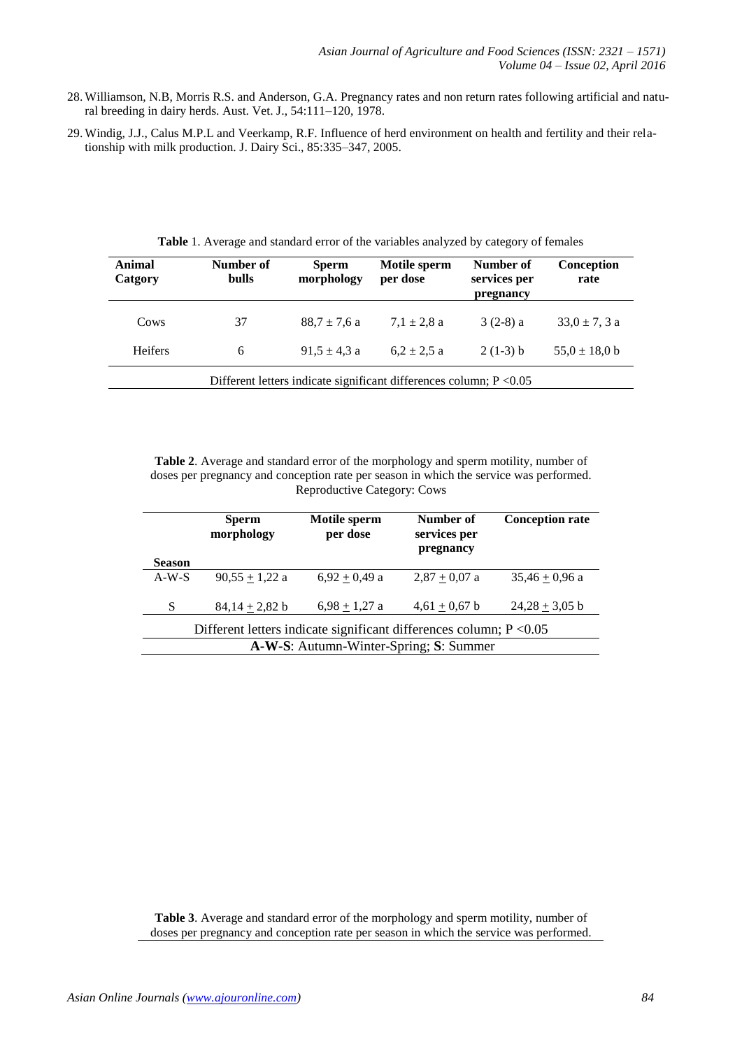28. Williamson, N.B, Morris R.S. and Anderson, G.A. Pregnancy rates and non return rates following artificial and natural breeding in dairy herds. Aust. Vet. J., 54:111–120, 1978.
29. Windig, J.J., Calus M.P.L and Veerkamp, R.F. Influence of herd environment on health and fertility and their relationship with milk production. J. Dairy Sci., 85:335–347, 2005.

**Table** 1. Average and standard error of the variables analyzed by category of females

| Animal Catgory | Number of bulls | Sperm morphology | Motile sperm per dose | Number of services per pregnancy | Conception rate |
|---|---|---|---|---|---|
| Cows | 37 | 88,7 ± 7,6 a | 7,1 ± 2,8 a | 3 (2-8) a | 33,0 ± 7, 3 a |
| Heifers | 6 | 91,5 ± 4,3 a | 6,2 ± 2,5 a | 2 (1-3) b | 55,0 ± 18,0 b |

Different letters indicate significant differences column; P <0.05

**Table 2**. Average and standard error of the morphology and sperm motility, number of doses per pregnancy and conception rate per season in which the service was performed. Reproductive Category: Cows

| Season | Sperm morphology | Motile sperm per dose | Number of services per pregnancy | Conception rate |
|---|---|---|---|---|
| A-W-S | 90,55 ± 1,22 a | 6,92 ± 0,49 a | 2,87 ± 0,07 a | 35,46 ± 0,96 a |
| S | 84,14 ± 2,82 b | 6,98 ± 1,27 a | 4,61 ± 0,67 b | 24,28 ± 3,05 b |

Different letters indicate significant differences column; P <0.05

**A-W-S**: Autumn-Winter-Spring; **S**: Summer

**Table 3**. Average and standard error of the morphology and sperm motility, number of doses per pregnancy and conception rate per season in which the service was performed.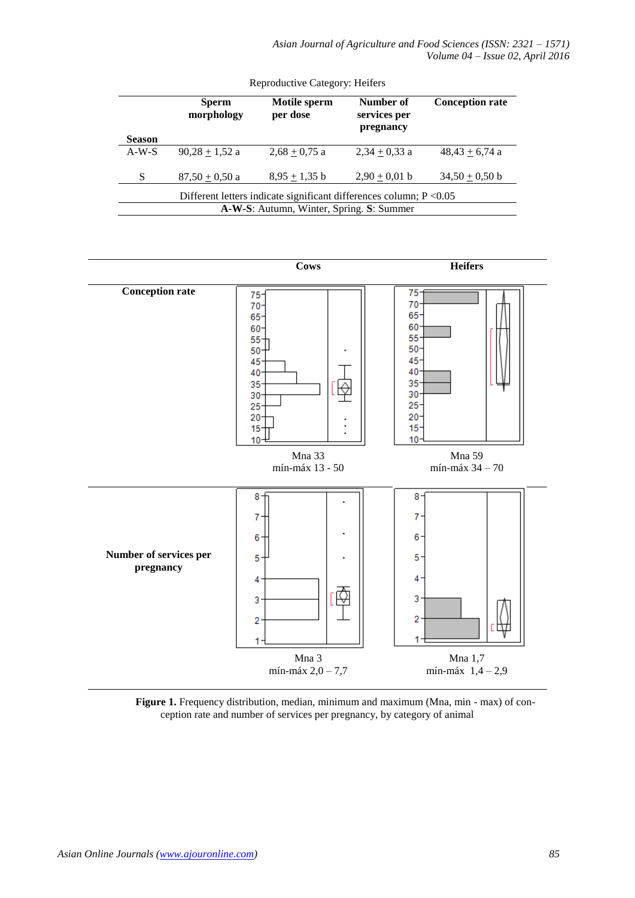Reproductive Category: Heifers

| Season | Sperm morphology | Motile sperm per dose | Number of services per pregnancy | Conception rate |
|---|---|---|---|---|
| A-W-S | 90,28 ± 1,52 a | 2,68 ± 0,75 a | 2,34 ± 0,33 a | 48,43 ± 6,74 a |
| S | 87,50 ± 0,50 a | 8,95 ± 1,35 b | 2,90 ± 0,01 b | 34,50 ± 0,50 b |

Different letters indicate significant differences column; P <0.05

**A-W-S**: Autumn, Winter, Spring. **S**: Summer

Cows

Heifers

**Conception rate**

75 70 65 60 55 50 45 40 35 30 25 20 15 10

Mna 33
mín-máx 13 - 50

75 70 65 60 55 50 45 40 35 30 25 20 15 10

Mna 59
mín-máx 34 – 70

**Number of services per pregnancy**

8 7 6 5 4 3 2 1

Mna 3
mín-máx 2,0 – 7,7

8 7 6 5 4 3 2 1

Mna 1,7
mín-máx 1,4 – 2,9

**Figure 1.** Frequency distribution, median, minimum and maximum (Mna, min - max) of conception rate and number of services per pregnancy, by category of animal